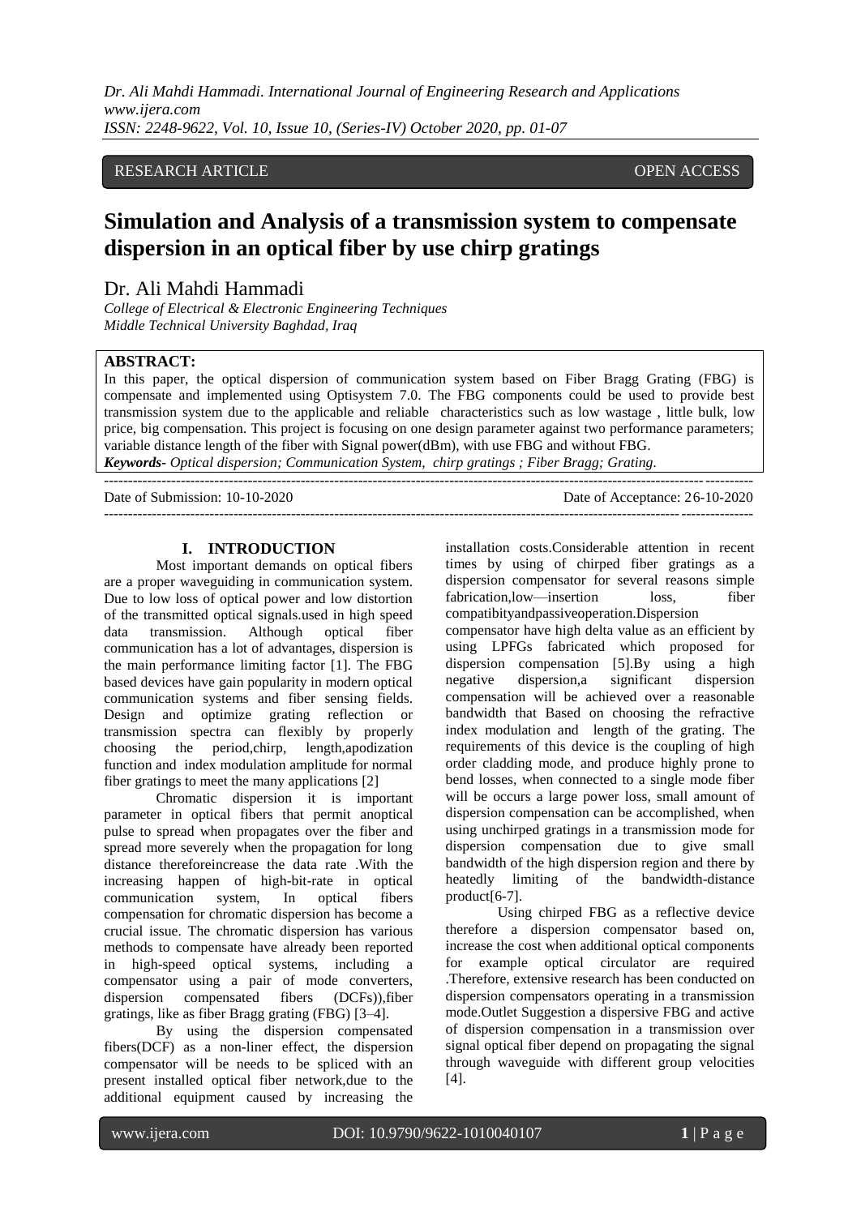RESEARCH ARTICLE OPEN ACCESS

# Simulation and Analysis of a transmission system to compensate dispersion in an optical fiber by use chirp gratings

Dr. Ali Mahdi Hammadi

*College of Electrical & Electronic Engineering Techniques*
*Middle Technical University Baghdad, Iraq*

**ABSTRACT:**
In this paper, the optical dispersion of communication system based on Fiber Bragg Grating (FBG) is compensate and implemented using Optisystem 7.0. The FBG components could be used to provide best transmission system due to the applicable and reliable characteristics such as low wastage , little bulk, low price, big compensation. This project is focusing on one design parameter against two performance parameters; variable distance length of the fiber with Signal power(dBm), with use FBG and without FBG.

***Keywords-*** *Optical dispersion; Communication System, chirp gratings ; Fiber Bragg; Grating.*

---

Date of Submission: 10-10-2020 Date of Acceptance: 26-10-2020

---

## I. INTRODUCTION

Most important demands on optical fibers are a proper waveguiding in communication system. Due to low loss of optical power and low distortion of the transmitted optical signals.used in high speed data transmission. Although optical fiber communication has a lot of advantages, dispersion is the main performance limiting factor [1]. The FBG based devices have gain popularity in modern optical communication systems and fiber sensing fields. Design and optimize grating reflection or transmission spectra can flexibly by properly choosing the period,chirp, length,apodization function and index modulation amplitude for normal fiber gratings to meet the many applications [2]

Chromatic dispersion it is important parameter in optical fibers that permit anoptical pulse to spread when propagates over the fiber and spread more severely when the propagation for long distance thereforeincrease the data rate .With the increasing happen of high-bit-rate in optical communication system, In optical fibers compensation for chromatic dispersion has become a crucial issue. The chromatic dispersion has various methods to compensate have already been reported in high-speed optical systems, including a compensator using a pair of mode converters, dispersion compensated fibers (DCFs)),fiber gratings, like as fiber Bragg grating (FBG) [3–4].

By using the dispersion compensated fibers(DCF) as a non-liner effect, the dispersion compensator will be needs to be spliced with an present installed optical fiber network,due to the additional equipment caused by increasing the installation costs.Considerable attention in recent times by using of chirped fiber gratings as a dispersion compensator for several reasons simple fabrication,low—insertion loss, fiber compatibityandpassiveoperation.Dispersion compensator have high delta value as an efficient by using LPFGs fabricated which proposed for dispersion compensation [5].By using a high negative dispersion,a significant dispersion compensation will be achieved over a reasonable bandwidth that Based on choosing the refractive index modulation and length of the grating. The requirements of this device is the coupling of high order cladding mode, and produce highly prone to bend losses, when connected to a single mode fiber will be occurs a large power loss, small amount of dispersion compensation can be accomplished, when using unchirped gratings in a transmission mode for dispersion compensation due to give small bandwidth of the high dispersion region and there by heatedly limiting of the bandwidth-distance product[6-7].

Using chirped FBG as a reflective device therefore a dispersion compensator based on, increase the cost when additional optical components for example optical circulator are required .Therefore, extensive research has been conducted on dispersion compensators operating in a transmission mode.Outlet Suggestion a dispersive FBG and active of dispersion compensation in a transmission over signal optical fiber depend on propagating the signal through waveguide with different group velocities [4].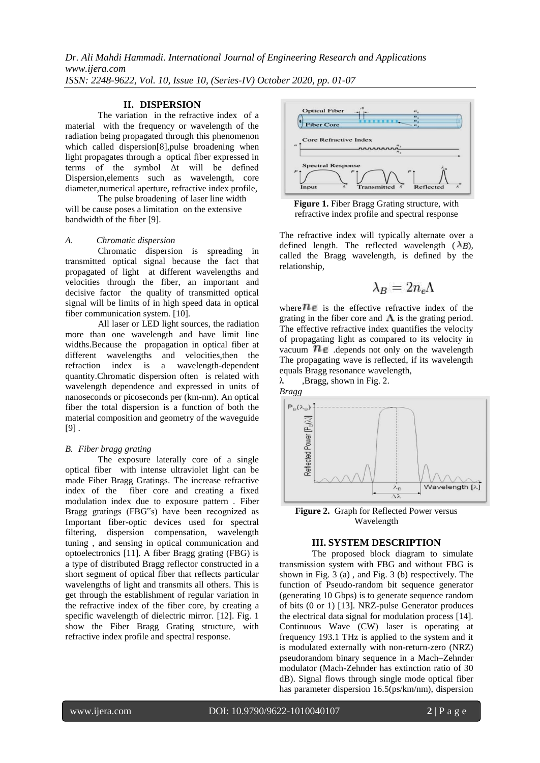## II. DISPERSION

The variation in the refractive index of a material with the frequency or wavelength of the radiation being propagated through this phenomenon which called dispersion[8],pulse broadening when light propagates through a optical fiber expressed in terms of the symbol Δt will be defined Dispersion,elements such as wavelength, core diameter,numerical aperture, refractive index profile,

The pulse broadening of laser line width will be cause poses a limitation on the extensive bandwidth of the fiber [9].

### *A. Chromatic dispersion*

Chromatic dispersion is spreading in transmitted optical signal because the fact that propagated of light at different wavelengths and velocities through the fiber, an important and decisive factor the quality of transmitted optical signal will be limits of in high speed data in optical fiber communication system. [10].

All laser or LED light sources, the radiation more than one wavelength and have limit line widths.Because the propagation in optical fiber at different wavelengths and velocities,then the refraction index is a wavelength-dependent quantity.Chromatic dispersion often is related with wavelength dependence and expressed in units of nanoseconds or picoseconds per (km-nm). An optical fiber the total dispersion is a function of both the material composition and geometry of the waveguide [9] .

### *B. Fiber bragg grating*

The exposure laterally core of a single optical fiber with intense ultraviolet light can be made Fiber Bragg Gratings. The increase refractive index of the fiber core and creating a fixed modulation index due to exposure pattern . Fiber Bragg gratings (FBG"s) have been recognized as Important fiber-optic devices used for spectral filtering, dispersion compensation, wavelength tuning , and sensing in optical communication and optoelectronics [11]. A fiber Bragg grating (FBG) is a type of distributed Bragg reflector constructed in a short segment of optical fiber that reflects particular wavelengths of light and transmits all others. This is get through the establishment of regular variation in the refractive index of the fiber core, by creating a specific wavelength of dielectric mirror. [12]. Fig. 1 show the Fiber Bragg Grating structure, with refractive index profile and spectral response.

**Figure 1.** Fiber Bragg Grating structure, with refractive index profile and spectral response

The refractive index will typically alternate over a defined length. The reflected wavelength ($\lambda_B$), called the Bragg wavelength, is defined by the relationship,

$$\lambda_B = 2n_e\Lambda$$

where $n_e$ is the effective refractive index of the grating in the fiber core and $\Lambda$ is the grating period. The effective refractive index quantifies the velocity of propagating light as compared to its velocity in vacuum $n_e$ .depends not only on the wavelength The propagating wave is reflected, if its wavelength equals Bragg resonance wavelength,

λ ,Bragg, shown in Fig. 2.

*Bragg*

**Figure 2.** Graph for Reflected Power versus Wavelength

## III. SYSTEM DESCRIPTION

The proposed block diagram to simulate transmission system with FBG and without FBG is shown in Fig. 3 (a) , and Fig. 3 (b) respectively. The function of Pseudo-random bit sequence generator (generating 10 Gbps) is to generate sequence random of bits (0 or 1) [13]. NRZ-pulse Generator produces the electrical data signal for modulation process [14]. Continuous Wave (CW) laser is operating at frequency 193.1 THz is applied to the system and it is modulated externally with non-return-zero (NRZ) pseudorandom binary sequence in a Mach–Zehnder modulator (Mach-Zehnder has extinction ratio of 30 dB). Signal flows through single mode optical fiber has parameter dispersion 16.5(ps/km/nm), dispersion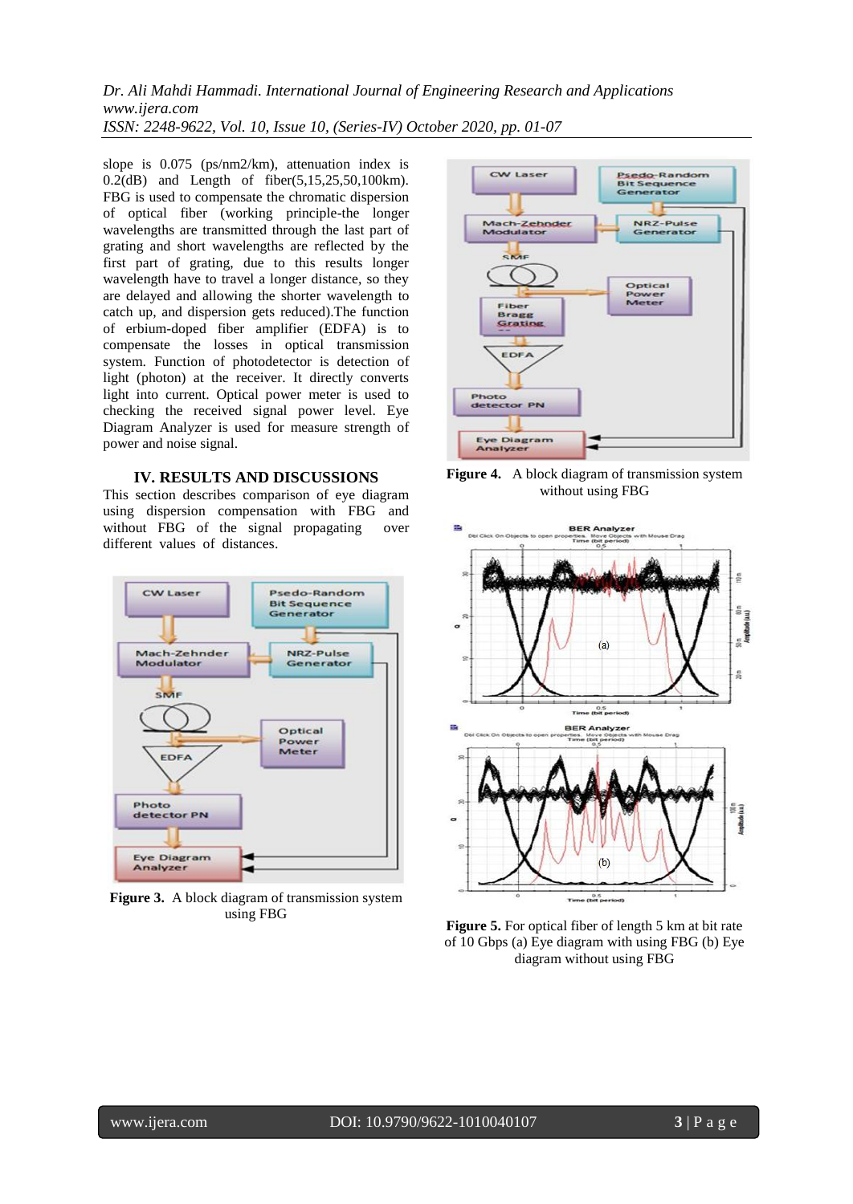slope is 0.075 (ps/nm2/km), attenuation index is 0.2(dB) and Length of fiber(5,15,25,50,100km). FBG is used to compensate the chromatic dispersion of optical fiber (working principle-the longer wavelengths are transmitted through the last part of grating and short wavelengths are reflected by the first part of grating, due to this results longer wavelength have to travel a longer distance, so they are delayed and allowing the shorter wavelength to catch up, and dispersion gets reduced).The function of erbium-doped fiber amplifier (EDFA) is to compensate the losses in optical transmission system. Function of photodetector is detection of light (photon) at the receiver. It directly converts light into current. Optical power meter is used to checking the received signal power level. Eye Diagram Analyzer is used for measure strength of power and noise signal.

## IV. RESULTS AND DISCUSSIONS

This section describes comparison of eye diagram using dispersion compensation with FBG and without FBG of the signal propagating over different values of distances.

**Figure 3.** A block diagram of transmission system using FBG

**Figure 4.** A block diagram of transmission system without using FBG

**Figure 5.** For optical fiber of length 5 km at bit rate of 10 Gbps (a) Eye diagram with using FBG (b) Eye diagram without using FBG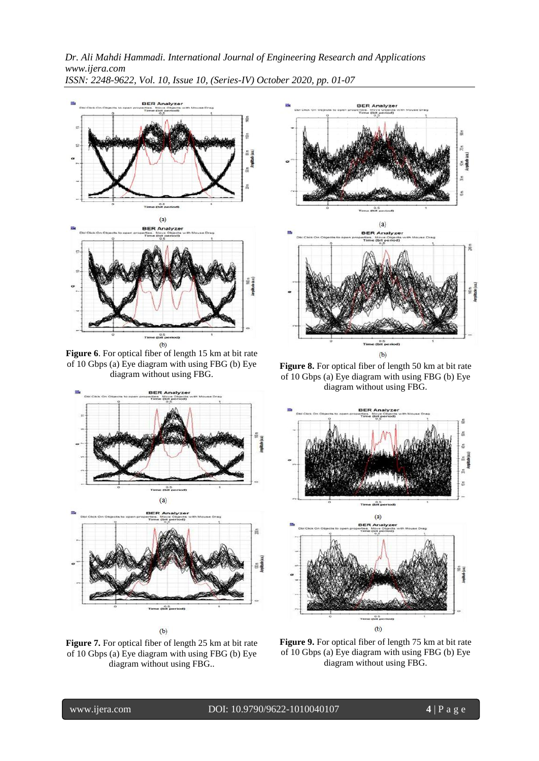**Figure 6**. For optical fiber of length 15 km at bit rate of 10 Gbps (a) Eye diagram with using FBG (b) Eye diagram without using FBG.

**Figure 7.** For optical fiber of length 25 km at bit rate of 10 Gbps (a) Eye diagram with using FBG (b) Eye diagram without using FBG..

**Figure 8.** For optical fiber of length 50 km at bit rate of 10 Gbps (a) Eye diagram with using FBG (b) Eye diagram without using FBG.

**Figure 9.** For optical fiber of length 75 km at bit rate of 10 Gbps (a) Eye diagram with using FBG (b) Eye diagram without using FBG.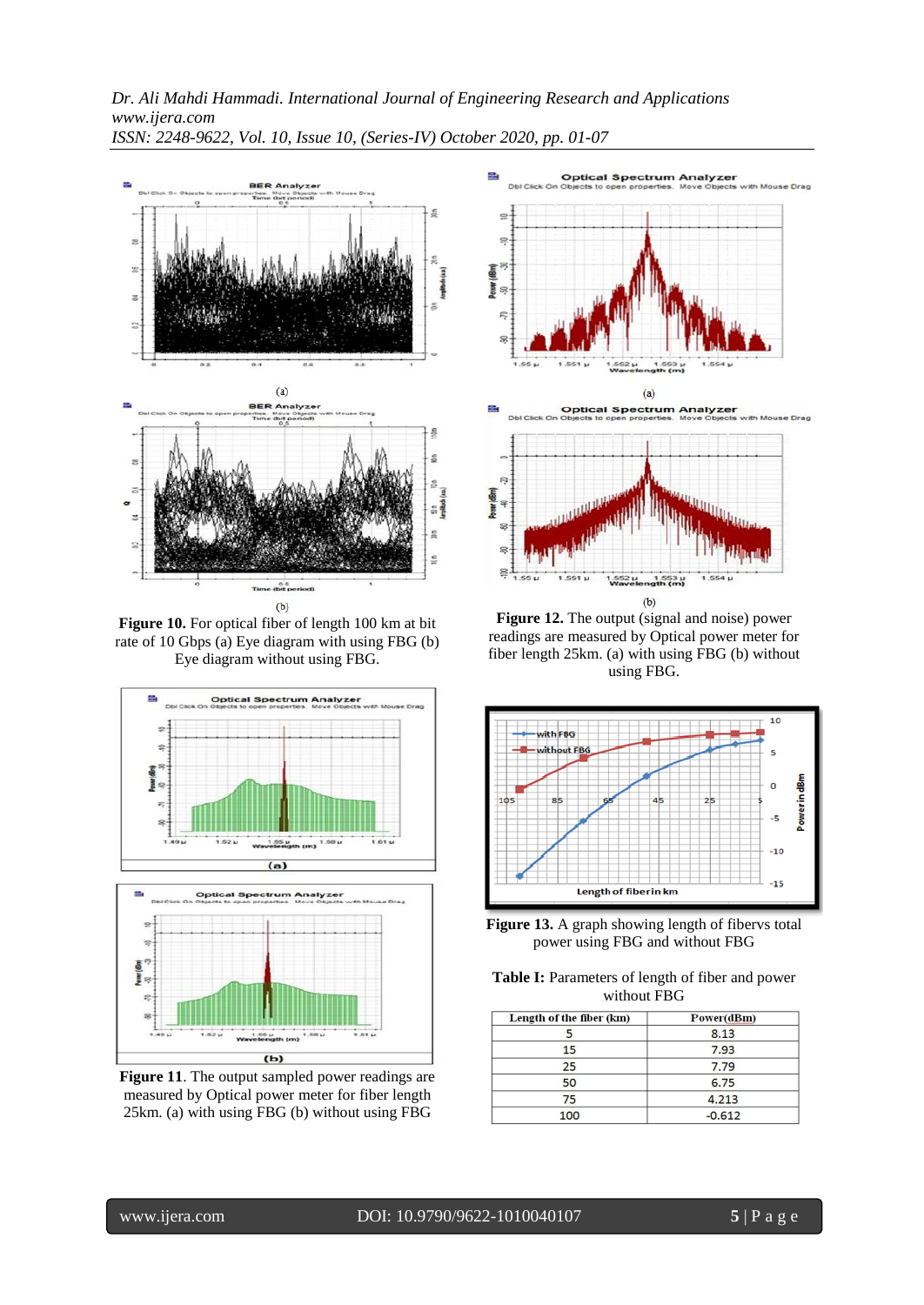**Figure 10.** For optical fiber of length 100 km at bit rate of 10 Gbps (a) Eye diagram with using FBG (b) Eye diagram without using FBG.

**Figure 11**. The output sampled power readings are measured by Optical power meter for fiber length 25km. (a) with using FBG (b) without using FBG

**Figure 12.** The output (signal and noise) power readings are measured by Optical power meter for fiber length 25km. (a) with using FBG (b) without using FBG.

**Figure 13.** A graph showing length of fibervs total power using FBG and without FBG

**Table I:** Parameters of length of fiber and power without FBG

| Length of the fiber (km) | Power(dBm) |
|---|---|
| 5 | 8.13 |
| 15 | 7.93 |
| 25 | 7.79 |
| 50 | 6.75 |
| 75 | 4.213 |
| 100 | -0.612 |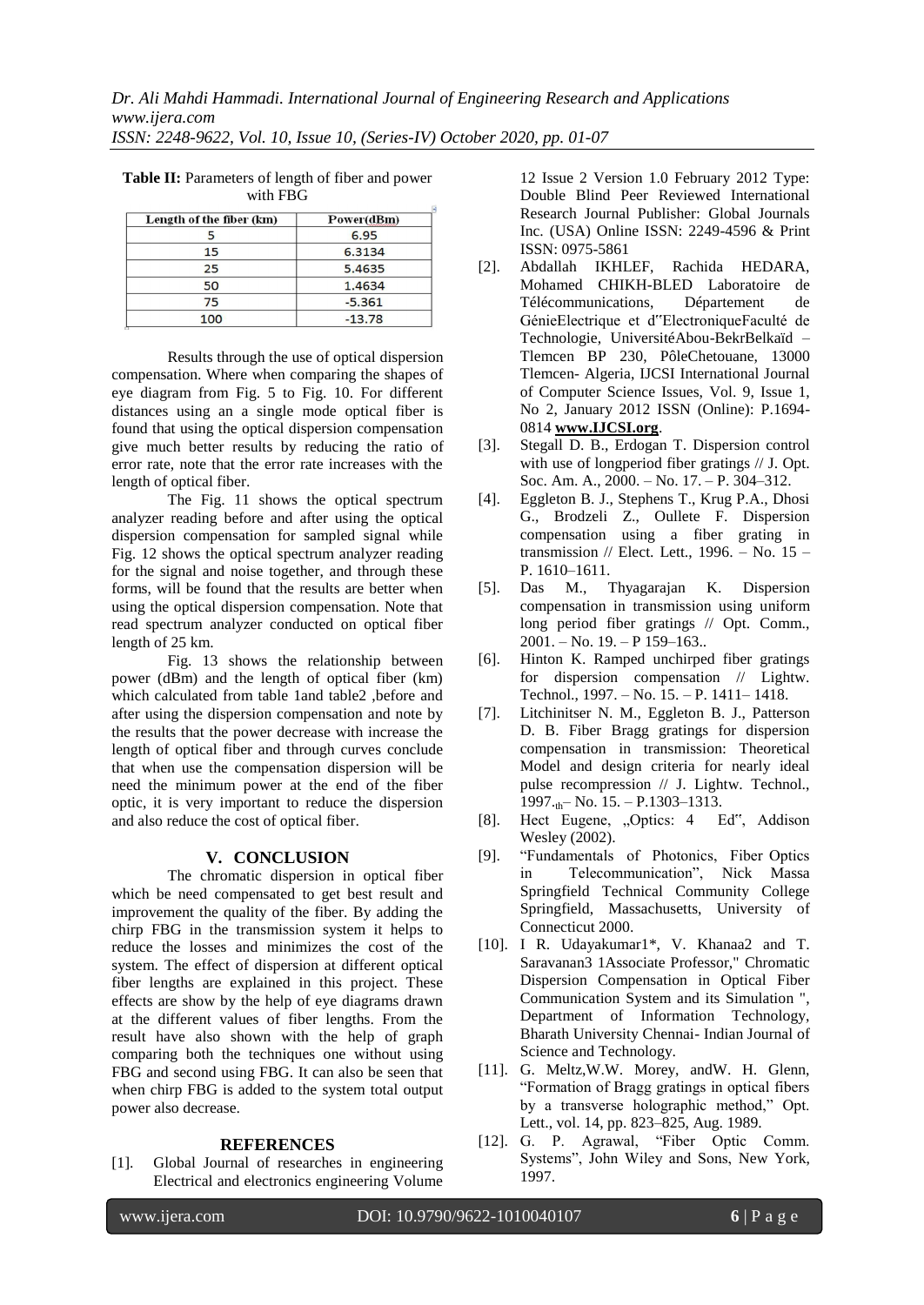**Table II:** Parameters of length of fiber and power with FBG

| Length of the fiber (km) | Power(dBm) |
|---|---|
| 5 | 6.95 |
| 15 | 6.3134 |
| 25 | 5.4635 |
| 50 | 1.4634 |
| 75 | -5.361 |
| 100 | -13.78 |

Results through the use of optical dispersion compensation. Where when comparing the shapes of eye diagram from Fig. 5 to Fig. 10. For different distances using an a single mode optical fiber is found that using the optical dispersion compensation give much better results by reducing the ratio of error rate, note that the error rate increases with the length of optical fiber.

The Fig. 11 shows the optical spectrum analyzer reading before and after using the optical dispersion compensation for sampled signal while Fig. 12 shows the optical spectrum analyzer reading for the signal and noise together, and through these forms, will be found that the results are better when using the optical dispersion compensation. Note that read spectrum analyzer conducted on optical fiber length of 25 km.

Fig. 13 shows the relationship between power (dBm) and the length of optical fiber (km) which calculated from table 1and table2 ,before and after using the dispersion compensation and note by the results that the power decrease with increase the length of optical fiber and through curves conclude that when use the compensation dispersion will be need the minimum power at the end of the fiber optic, it is very important to reduce the dispersion and also reduce the cost of optical fiber.

## V. CONCLUSION

The chromatic dispersion in optical fiber which be need compensated to get best result and improvement the quality of the fiber. By adding the chirp FBG in the transmission system it helps to reduce the losses and minimizes the cost of the system. The effect of dispersion at different optical fiber lengths are explained in this project. These effects are show by the help of eye diagrams drawn at the different values of fiber lengths. From the result have also shown with the help of graph comparing both the techniques one without using FBG and second using FBG. It can also be seen that when chirp FBG is added to the system total output power also decrease.

## REFERENCES

[1]. Global Journal of researches in engineering Electrical and electronics engineering Volume 12 Issue 2 Version 1.0 February 2012 Type: Double Blind Peer Reviewed International Research Journal Publisher: Global Journals Inc. (USA) Online ISSN: 2249-4596 & Print ISSN: 0975-5861

[2]. Abdallah IKHLEF, Rachida HEDARA, Mohamed CHIKH-BLED Laboratoire de Télécommunications, Département de GénieElectrique et d"ElectroniqueFaculté de Technologie, UniversitéAbou-BekrBelkaïd – Tlemcen BP 230, PôleChetouane, 13000 Tlemcen- Algeria, IJCSI International Journal of Computer Science Issues, Vol. 9, Issue 1, No 2, January 2012 ISSN (Online): P.1694-0814 **www.IJCSI.org**.

[3]. Stegall D. B., Erdogan T. Dispersion control with use of longperiod fiber gratings // J. Opt. Soc. Am. A., 2000. – No. 17. – P. 304–312.

[4]. Eggleton B. J., Stephens T., Krug P.A., Dhosi G., Brodzeli Z., Oullete F. Dispersion compensation using a fiber grating in transmission // Elect. Lett., 1996. – No. 15 – P. 1610–1611.

[5]. Das M., Thyagarajan K. Dispersion compensation in transmission using uniform long period fiber gratings // Opt. Comm., 2001. – No. 19. – P 159–163..

[6]. Hinton K. Ramped unchirped fiber gratings for dispersion compensation // Lightw. Technol., 1997. – No. 15. – P. 1411– 1418.

[7]. Litchinitser N. M., Eggleton B. J., Patterson D. B. Fiber Bragg gratings for dispersion compensation in transmission: Theoretical Model and design criteria for nearly ideal pulse recompression // J. Lightw. Technol., 1997.th– No. 15. – P.1303–1313.

[8]. Hect Eugene, „Optics: 4 Ed", Addison Wesley (2002).

[9]. "Fundamentals of Photonics, Fiber Optics in Telecommunication", Nick Massa Springfield Technical Community College Springfield, Massachusetts, University of Connecticut 2000.

[10]. I R. Udayakumar1*, V. Khanaa2 and T. Saravanan3 1Associate Professor," Chromatic Dispersion Compensation in Optical Fiber Communication System and its Simulation ", Department of Information Technology, Bharath University Chennai- Indian Journal of Science and Technology.

[11]. G. Meltz,W.W. Morey, andW. H. Glenn, "Formation of Bragg gratings in optical fibers by a transverse holographic method," Opt. Lett., vol. 14, pp. 823–825, Aug. 1989.

[12]. G. P. Agrawal, "Fiber Optic Comm. Systems", John Wiley and Sons, New York, 1997.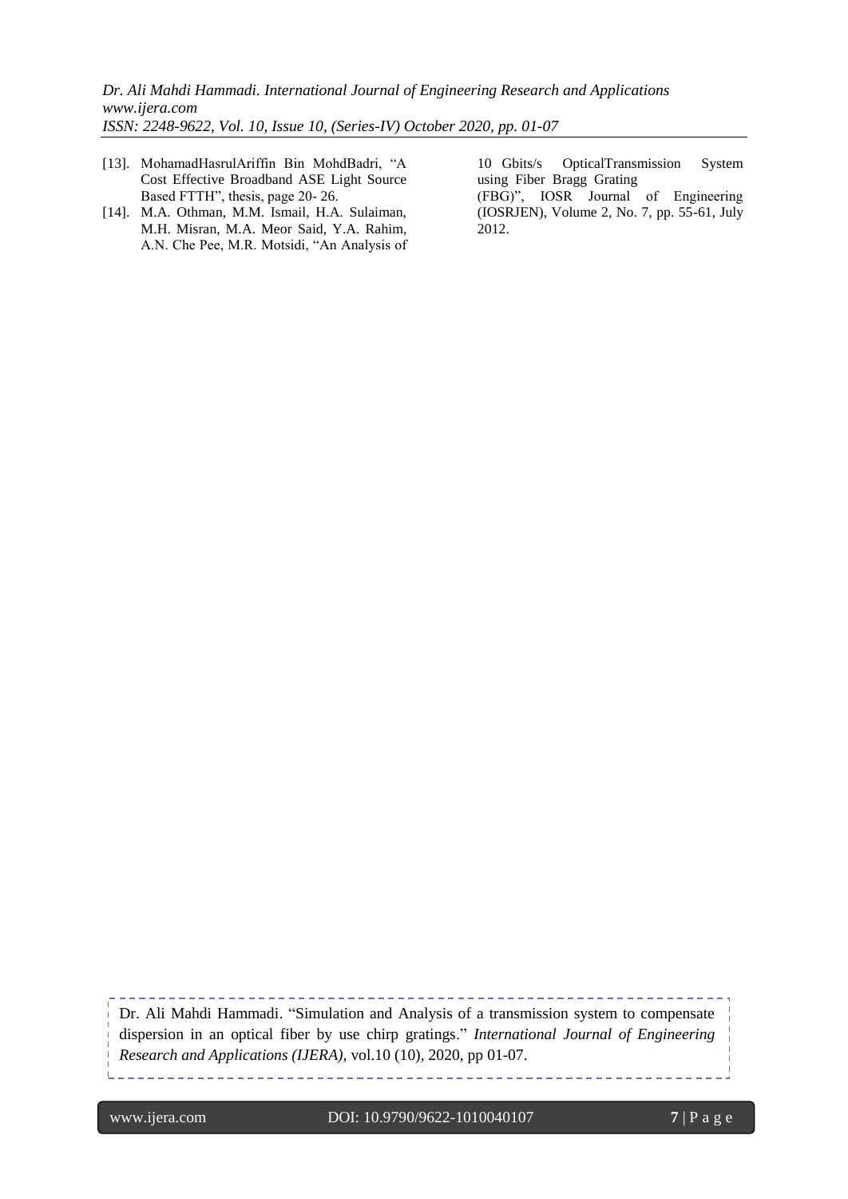[13]. MohamadHasrulAriffin Bin MohdBadri, "A Cost Effective Broadband ASE Light Source Based FTTH", thesis, page 20- 26.

[14]. M.A. Othman, M.M. Ismail, H.A. Sulaiman, M.H. Misran, M.A. Meor Said, Y.A. Rahim, A.N. Che Pee, M.R. Motsidi, "An Analysis of 10 Gbits/s OpticalTransmission System using Fiber Bragg Grating (FBG)", IOSR Journal of Engineering (IOSRJEN), Volume 2, No. 7, pp. 55-61, July 2012.

Dr. Ali Mahdi Hammadi. "Simulation and Analysis of a transmission system to compensate dispersion in an optical fiber by use chirp gratings." *International Journal of Engineering Research and Applications (IJERA)*, vol.10 (10), 2020, pp 01-07.